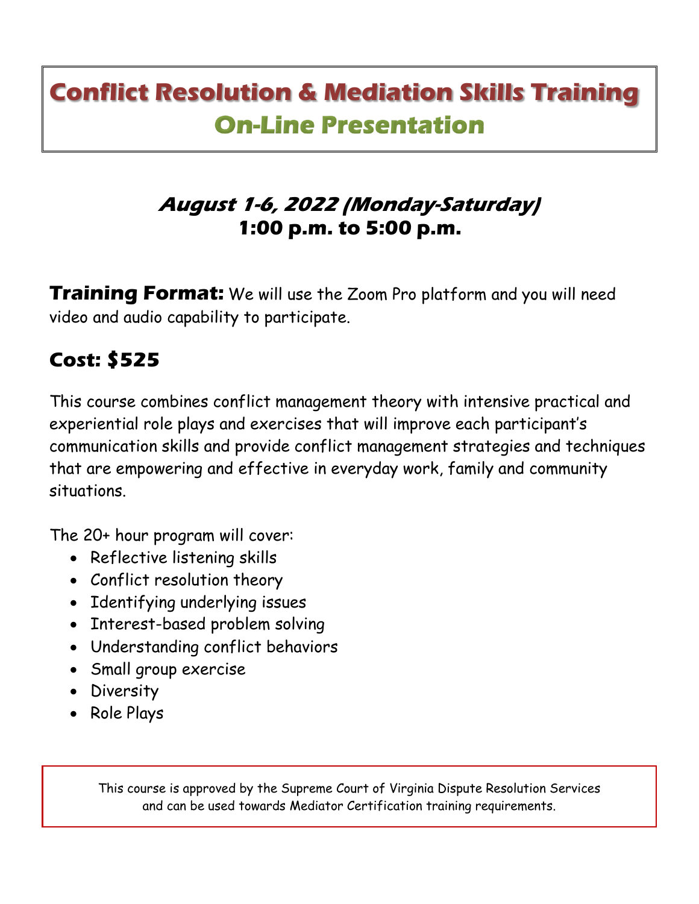# Conflict Resolution & Mediation Skills Training
## On-Line Presentation

### August 1-6, 2022 (Monday-Saturday)
### 1:00 p.m. to 5:00 p.m.

**Training Format:** We will use the Zoom Pro platform and you will need video and audio capability to participate.

## Cost: $525

This course combines conflict management theory with intensive practical and experiential role plays and exercises that will improve each participant's communication skills and provide conflict management strategies and techniques that are empowering and effective in everyday work, family and community situations.

The 20+ hour program will cover:

- Reflective listening skills
- Conflict resolution theory
- Identifying underlying issues
- Interest-based problem solving
- Understanding conflict behaviors
- Small group exercise
- Diversity
- Role Plays

This course is approved by the Supreme Court of Virginia Dispute Resolution Services and can be used towards Mediator Certification training requirements.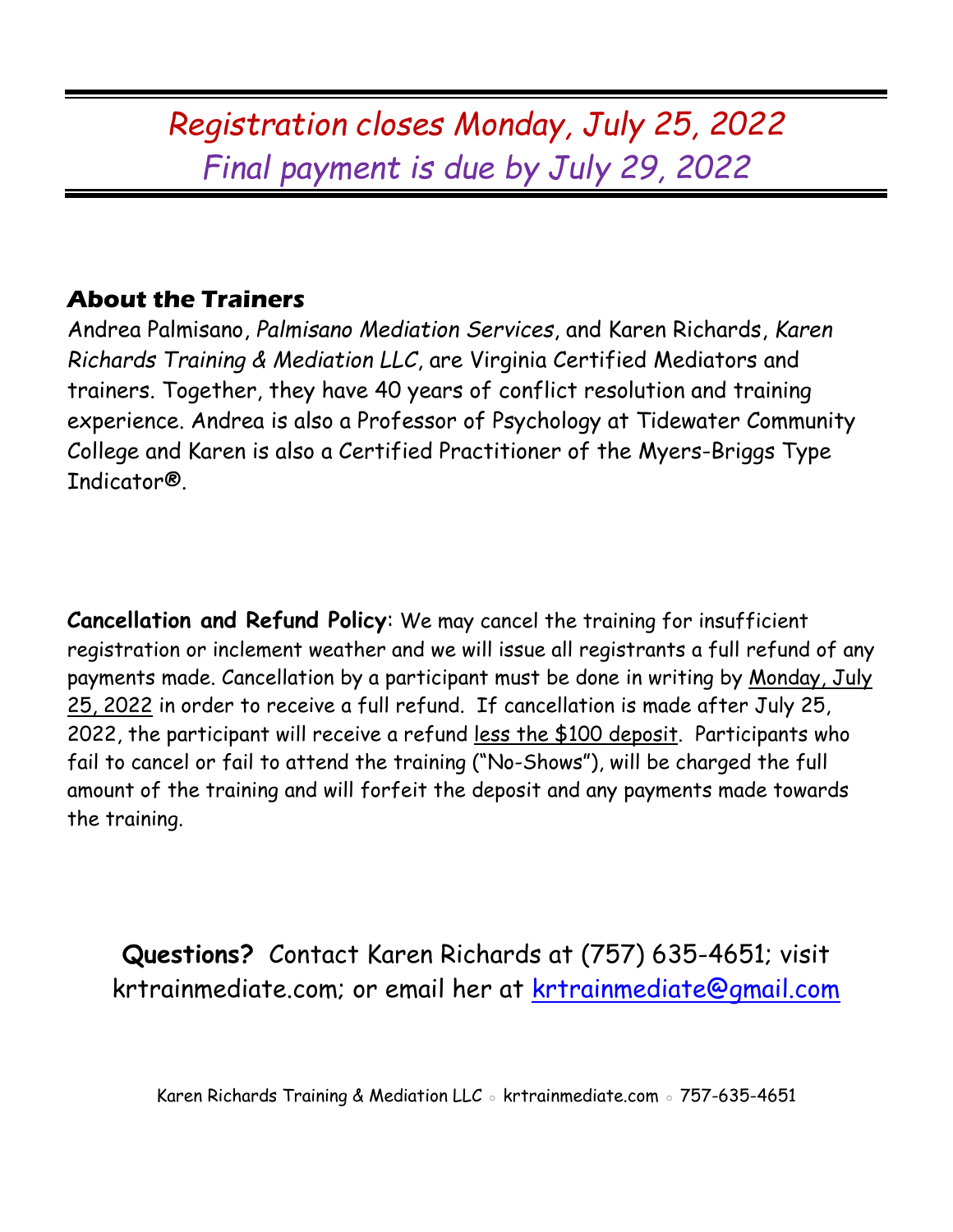*Registration closes Monday, July 25, 2022*
*Final payment is due by July 29, 2022*

## About the Trainers

Andrea Palmisano, *Palmisano Mediation Services*, and Karen Richards, *Karen Richards Training & Mediation LLC*, are Virginia Certified Mediators and trainers. Together, they have 40 years of conflict resolution and training experience. Andrea is also a Professor of Psychology at Tidewater Community College and Karen is also a Certified Practitioner of the Myers-Briggs Type Indicator®.

**Cancellation and Refund Policy**: We may cancel the training for insufficient registration or inclement weather and we will issue all registrants a full refund of any payments made. Cancellation by a participant must be done in writing by Monday, July 25, 2022 in order to receive a full refund. If cancellation is made after July 25, 2022, the participant will receive a refund less the $100 deposit. Participants who fail to cancel or fail to attend the training ("No-Shows"), will be charged the full amount of the training and will forfeit the deposit and any payments made towards the training.

**Questions?** Contact Karen Richards at (757) 635-4651; visit krtrainmediate.com; or email her at krtrainmediate@gmail.com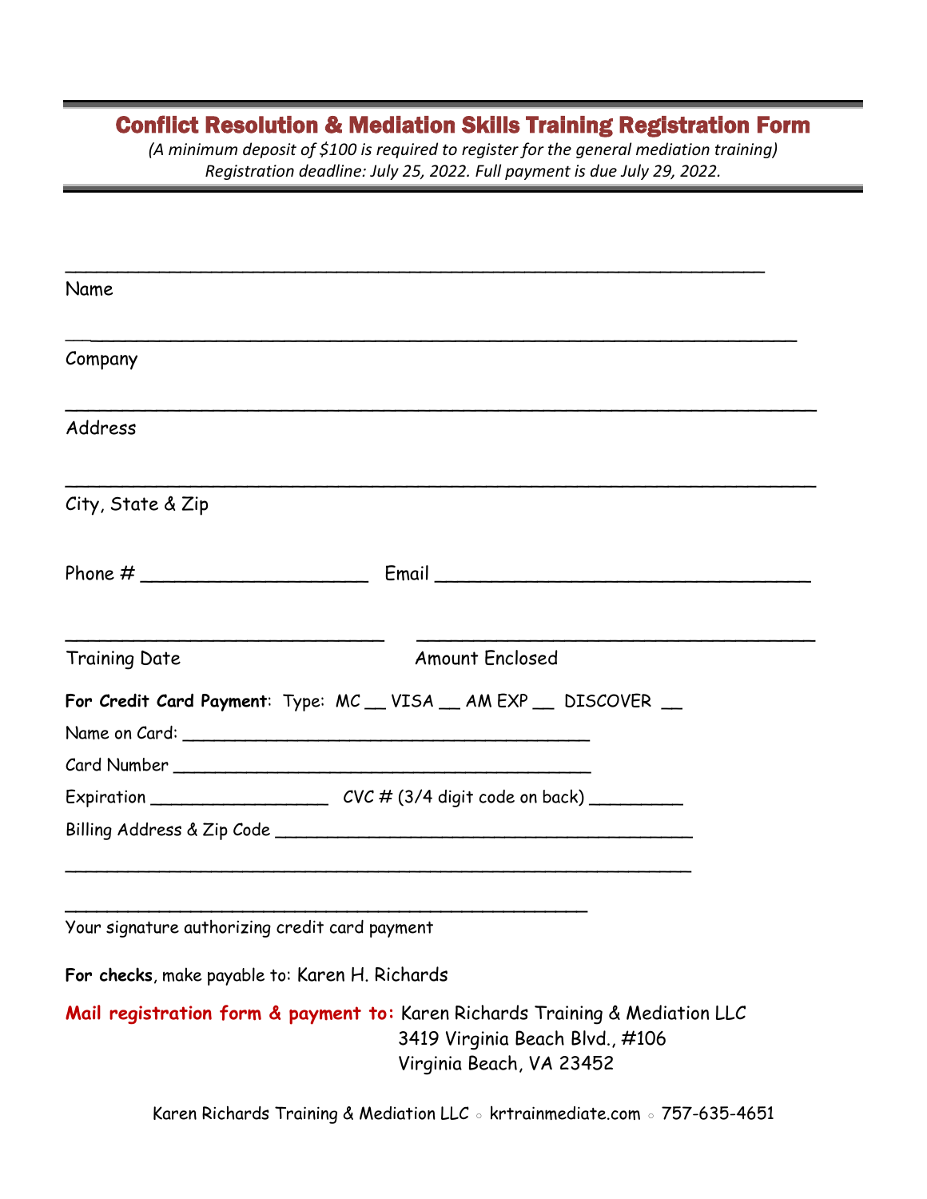# Conflict Resolution & Mediation Skills Training Registration Form

*(A minimum deposit of $100 is required to register for the general mediation training)*
*Registration deadline: July 25, 2022. Full payment is due July 29, 2022.*

______________________________________________________________
Name

______________________________________________________________
Company

______________________________________________________________
Address

______________________________________________________________
City, State & Zip

Phone # ____________________ Email ________________________________

____________________________ ___________________________________
Training Date Amount Enclosed

**For Credit Card Payment**: Type: MC __ VISA __ AM EXP __ DISCOVER __

Name on Card: ___________________________________

Card Number _____________________________________

Expiration ________________ CVC # (3/4 digit code on back) ________

Billing Address & Zip Code ___________________________________

_______________________________________________________

_______________________________________________
Your signature authorizing credit card payment

**For checks**, make payable to: Karen H. Richards

**Mail registration form & payment to:** Karen Richards Training & Mediation LLC
3419 Virginia Beach Blvd., #106
Virginia Beach, VA 23452

Karen Richards Training & Mediation LLC ◦ krtrainmediate.com ◦ 757-635-4651